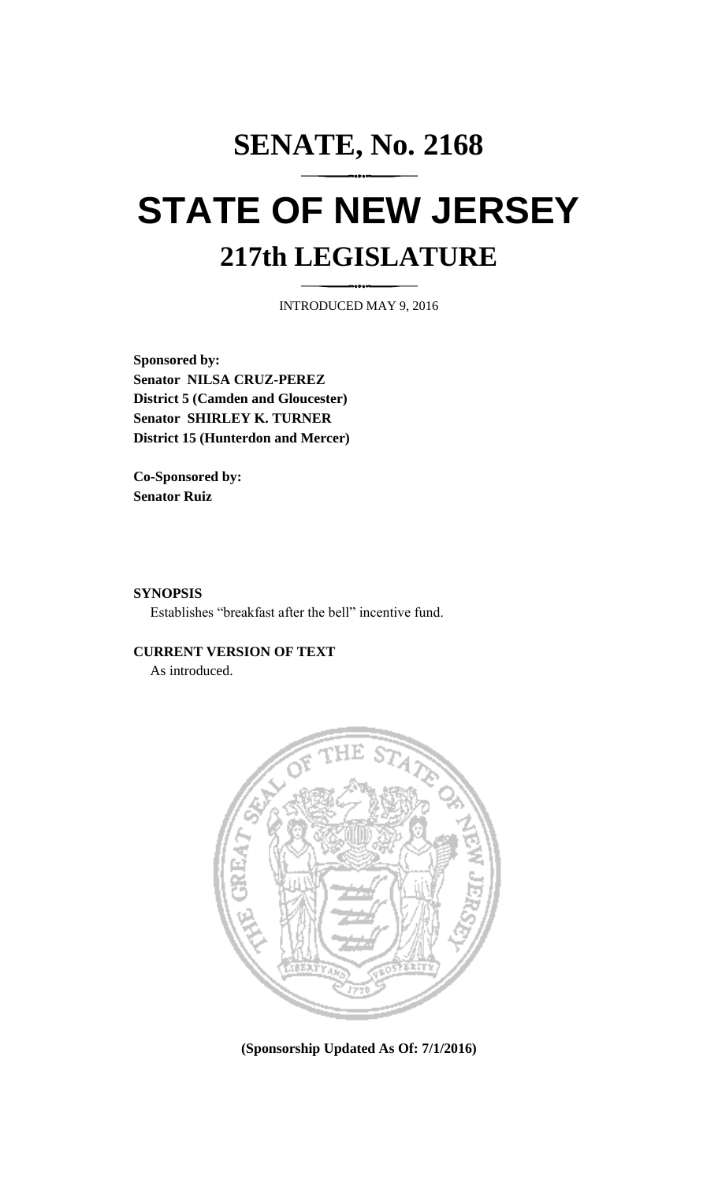# SENATE, No. 2168

# STATE OF NEW JERSEY

## 217th LEGISLATURE

INTRODUCED MAY 9, 2016

**Sponsored by:**
**Senator NILSA CRUZ-PEREZ**
**District 5 (Camden and Gloucester)**
**Senator SHIRLEY K. TURNER**
**District 15 (Hunterdon and Mercer)**

**Co-Sponsored by:**
**Senator Ruiz**

**SYNOPSIS**

Establishes "breakfast after the bell" incentive fund.

**CURRENT VERSION OF TEXT**

As introduced.

**(Sponsorship Updated As Of: 7/1/2016)**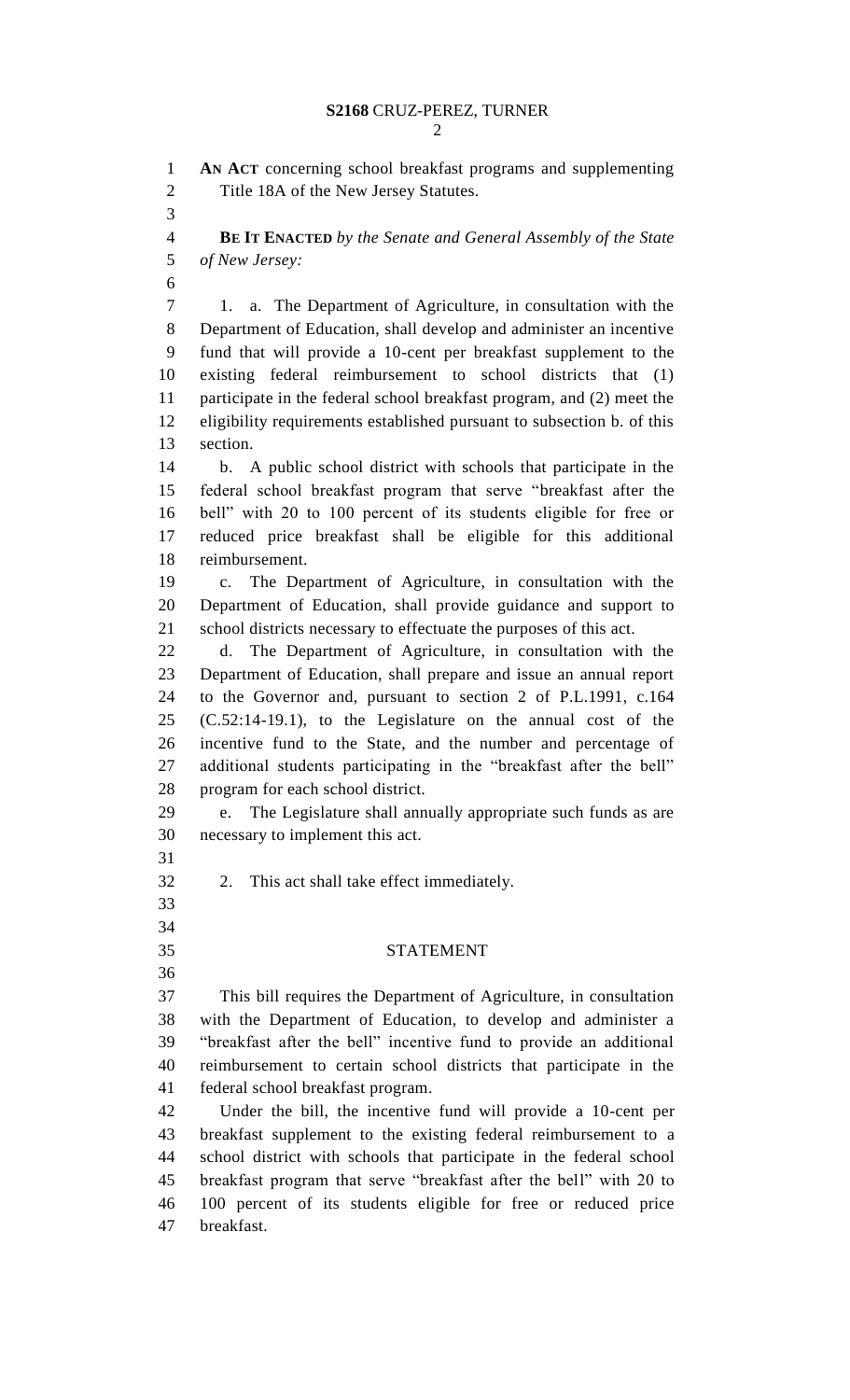**AN ACT** concerning school breakfast programs and supplementing Title 18A of the New Jersey Statutes.

**BE IT ENACTED** *by the Senate and General Assembly of the State of New Jersey:*

1. a. The Department of Agriculture, in consultation with the Department of Education, shall develop and administer an incentive fund that will provide a 10-cent per breakfast supplement to the existing federal reimbursement to school districts that (1) participate in the federal school breakfast program, and (2) meet the eligibility requirements established pursuant to subsection b. of this section.

b. A public school district with schools that participate in the federal school breakfast program that serve "breakfast after the bell" with 20 to 100 percent of its students eligible for free or reduced price breakfast shall be eligible for this additional reimbursement.

c. The Department of Agriculture, in consultation with the Department of Education, shall provide guidance and support to school districts necessary to effectuate the purposes of this act.

d. The Department of Agriculture, in consultation with the Department of Education, shall prepare and issue an annual report to the Governor and, pursuant to section 2 of P.L.1991, c.164 (C.52:14-19.1), to the Legislature on the annual cost of the incentive fund to the State, and the number and percentage of additional students participating in the "breakfast after the bell" program for each school district.

e. The Legislature shall annually appropriate such funds as are necessary to implement this act.

2. This act shall take effect immediately.

## STATEMENT

This bill requires the Department of Agriculture, in consultation with the Department of Education, to develop and administer a "breakfast after the bell" incentive fund to provide an additional reimbursement to certain school districts that participate in the federal school breakfast program.

Under the bill, the incentive fund will provide a 10-cent per breakfast supplement to the existing federal reimbursement to a school district with schools that participate in the federal school breakfast program that serve "breakfast after the bell" with 20 to 100 percent of its students eligible for free or reduced price breakfast.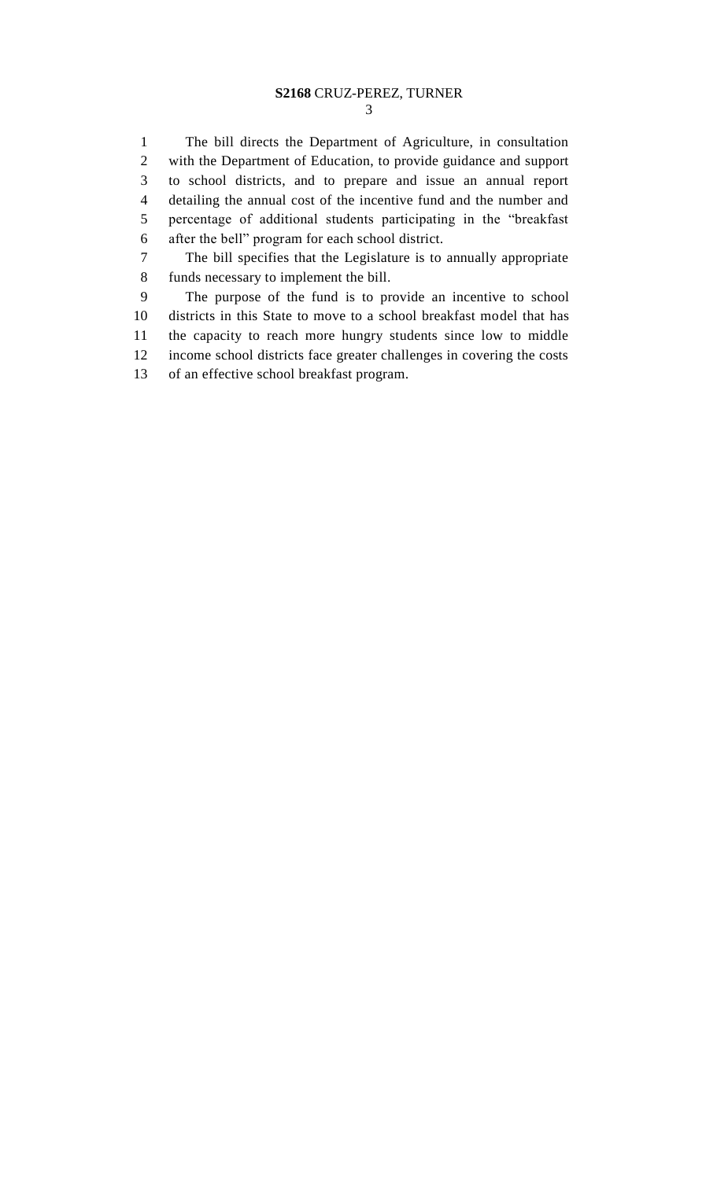The bill directs the Department of Agriculture, in consultation with the Department of Education, to provide guidance and support to school districts, and to prepare and issue an annual report detailing the annual cost of the incentive fund and the number and percentage of additional students participating in the "breakfast after the bell" program for each school district.

The bill specifies that the Legislature is to annually appropriate funds necessary to implement the bill.

The purpose of the fund is to provide an incentive to school districts in this State to move to a school breakfast model that has the capacity to reach more hungry students since low to middle income school districts face greater challenges in covering the costs of an effective school breakfast program.